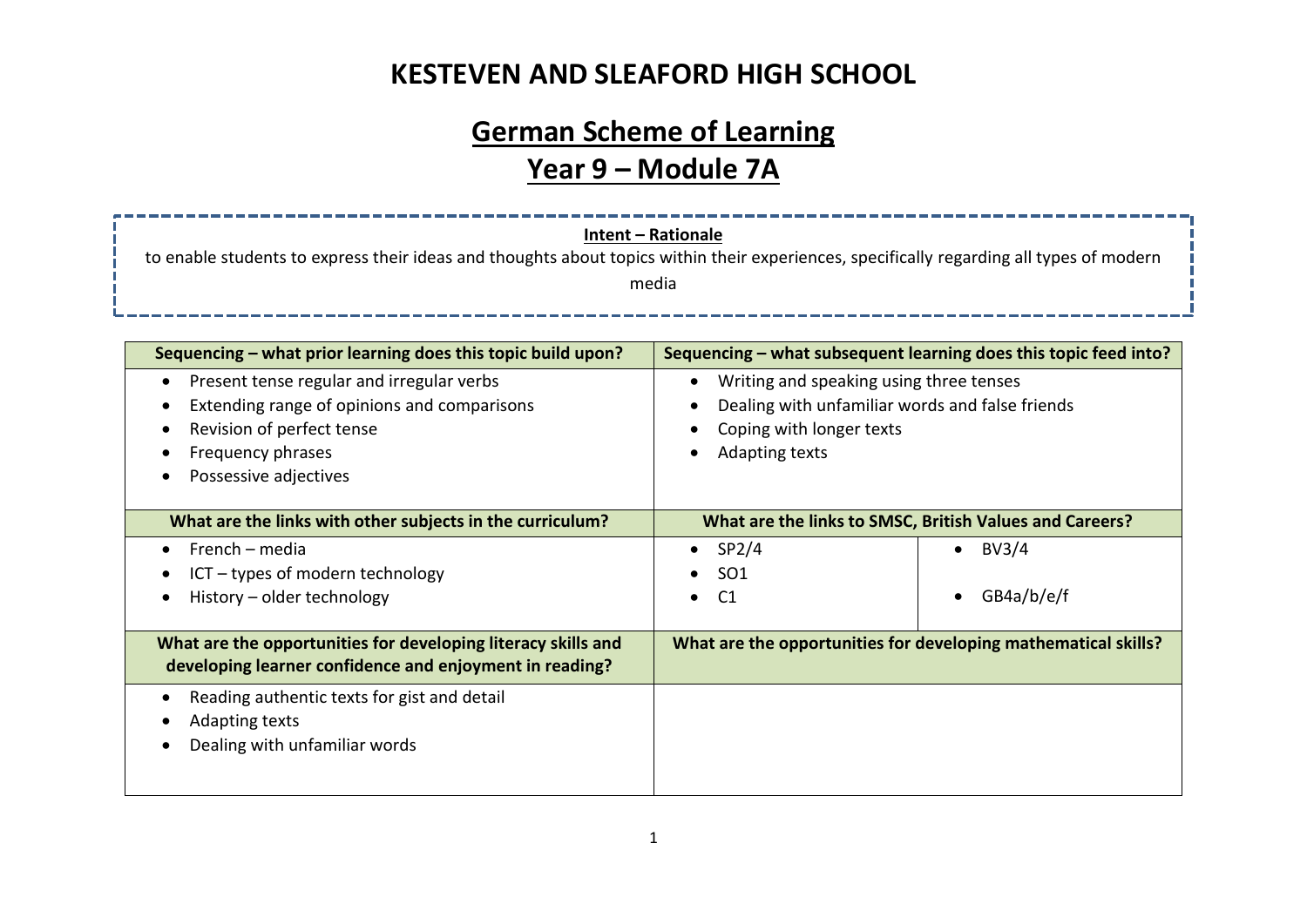# KESTEVEN AND SLEAFORD HIGH SCHOOL

## German Scheme of Learning

## Year 9 – Module 7A

**Intent – Rationale**

to enable students to express their ideas and thoughts about topics within their experiences, specifically regarding all types of modern media

| Sequencing – what prior learning does this topic build upon? | Sequencing – what subsequent learning does this topic feed into? | |
|---|---|---|
| • Present tense regular and irregular verbs<br>• Extending range of opinions and comparisons<br>• Revision of perfect tense<br>• Frequency phrases<br>• Possessive adjectives | • Writing and speaking using three tenses<br>• Dealing with unfamiliar words and false friends<br>• Coping with longer texts<br>• Adapting texts | |
| **What are the links with other subjects in the curriculum?** | **What are the links to SMSC, British Values and Careers?** | |
| • French – media<br>• ICT – types of modern technology<br>• History – older technology | • SP2/4<br>• SO1<br>• C1 | • BV3/4<br>• GB4a/b/e/f |
| **What are the opportunities for developing literacy skills and developing learner confidence and enjoyment in reading?** | **What are the opportunities for developing mathematical skills?** | |
| • Reading authentic texts for gist and detail<br>• Adapting texts<br>• Dealing with unfamiliar words | | |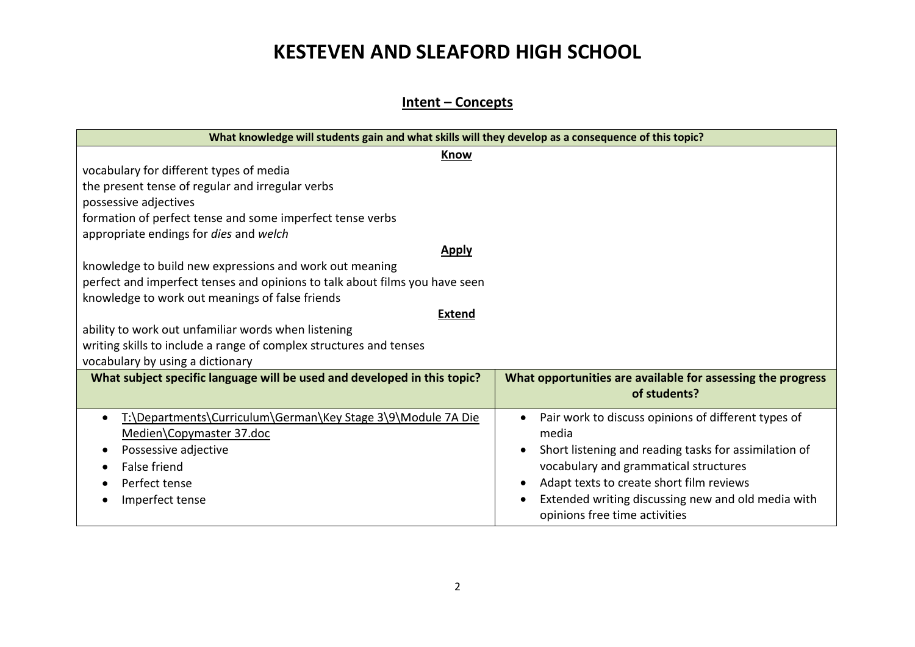# KESTEVEN AND SLEAFORD HIGH SCHOOL

## Intent – Concepts

| What knowledge will students gain and what skills will they develop as a consequence of this topic? | |
|---|---|
| **Know**<br>vocabulary for different types of media<br>the present tense of regular and irregular verbs<br>possessive adjectives<br>formation of perfect tense and some imperfect tense verbs<br>appropriate endings for *dies* and *welch*<br>**Apply**<br>knowledge to build new expressions and work out meaning<br>perfect and imperfect tenses and opinions to talk about films you have seen<br>knowledge to work out meanings of false friends<br>**Extend**<br>ability to work out unfamiliar words when listening<br>writing skills to include a range of complex structures and tenses<br>vocabulary by using a dictionary | |
| **What subject specific language will be used and developed in this topic?** | **What opportunities are available for assessing the progress of students?** |
| • T:\Departments\Curriculum\German\Key Stage 3\9\Module 7A Die Medien\Copymaster 37.doc<br>• Possessive adjective<br>• False friend<br>• Perfect tense<br>• Imperfect tense | • Pair work to discuss opinions of different types of media<br>• Short listening and reading tasks for assimilation of vocabulary and grammatical structures<br>• Adapt texts to create short film reviews<br>• Extended writing discussing new and old media with opinions free time activities |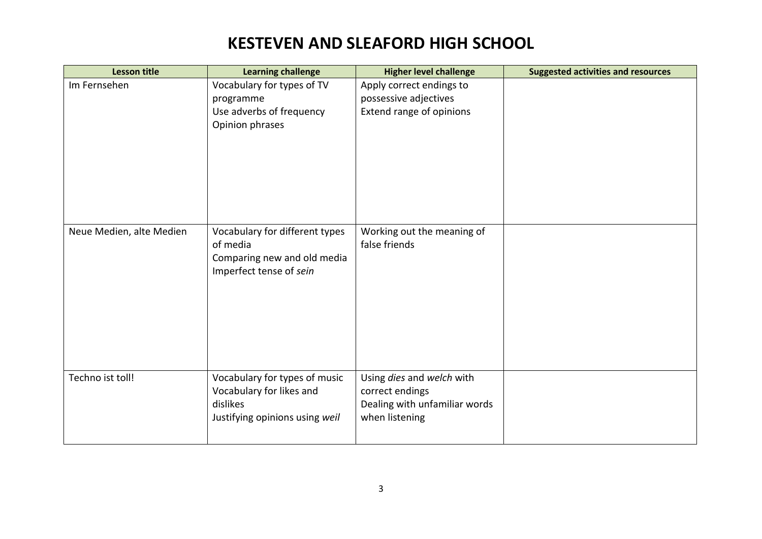# KESTEVEN AND SLEAFORD HIGH SCHOOL

| Lesson title | Learning challenge | Higher level challenge | Suggested activities and resources |
|---|---|---|---|
| Im Fernsehen | Vocabulary for types of TV programme<br>Use adverbs of frequency<br>Opinion phrases | Apply correct endings to possessive adjectives<br>Extend range of opinions | |
| Neue Medien, alte Medien | Vocabulary for different types of media<br>Comparing new and old media<br>Imperfect tense of *sein* | Working out the meaning of false friends | |
| Techno ist toll! | Vocabulary for types of music<br>Vocabulary for likes and dislikes<br>Justifying opinions using *weil* | Using *dies* and *welch* with correct endings<br>Dealing with unfamiliar words when listening | |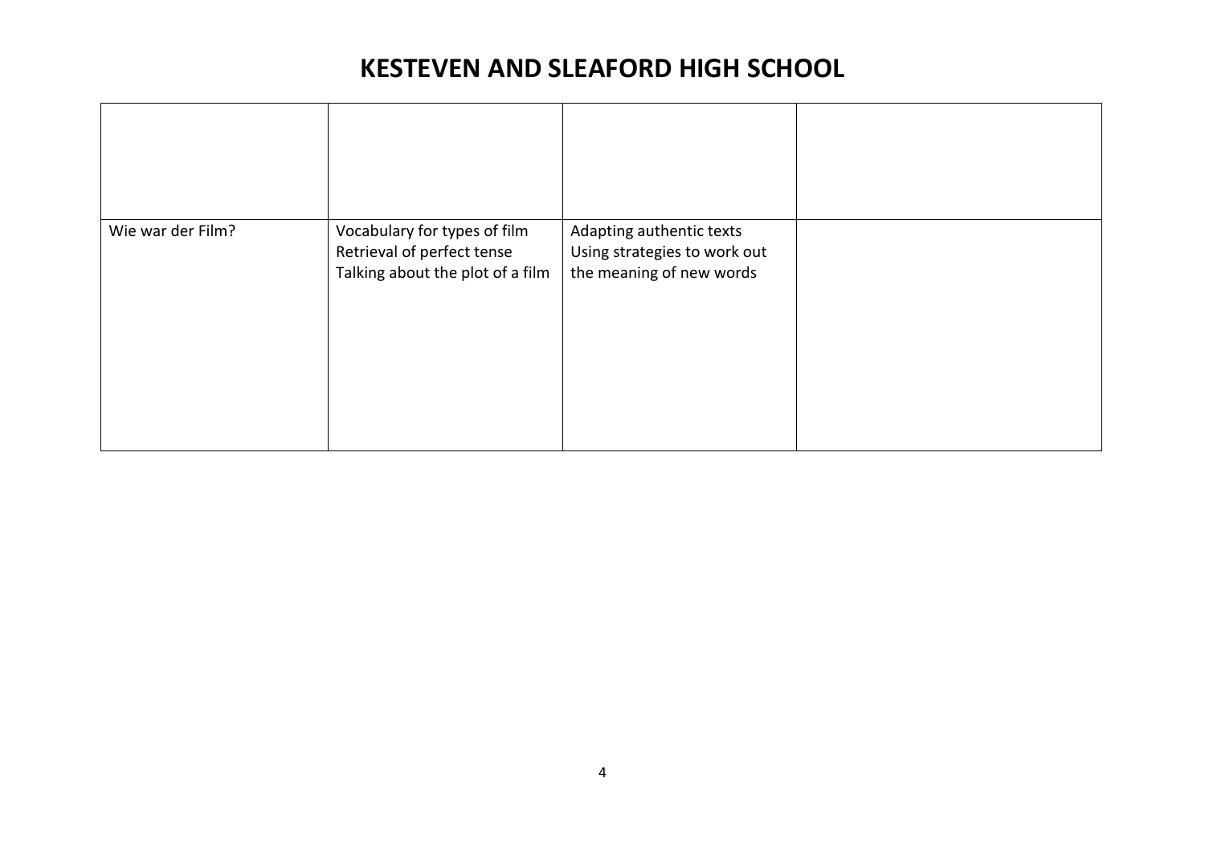| | | | |
|---|---|---|---|
| | | | |
| Wie war der Film? | Vocabulary for types of film<br>Retrieval of perfect tense<br>Talking about the plot of a film | Adapting authentic texts<br>Using strategies to work out the meaning of new words | |